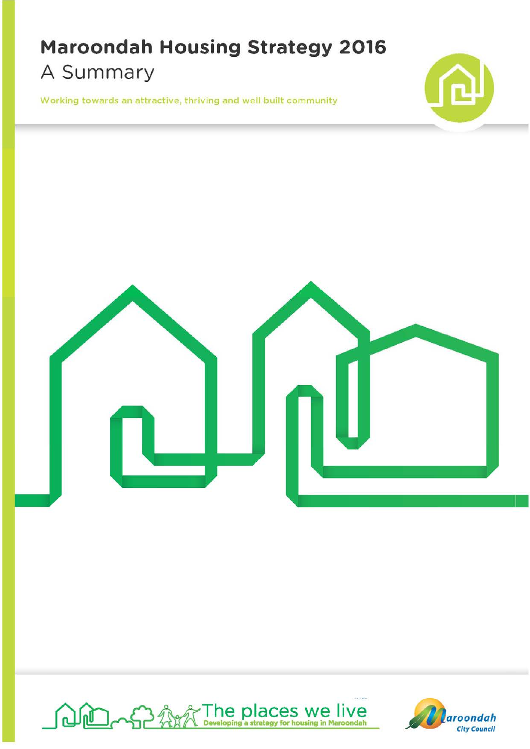# Maroondah Housing Strategy 2016

## A Summary

Working towards an attractive, thriving and well built community

The places we live

Developing a strategy for housing in Maroondah

Maroondah City Council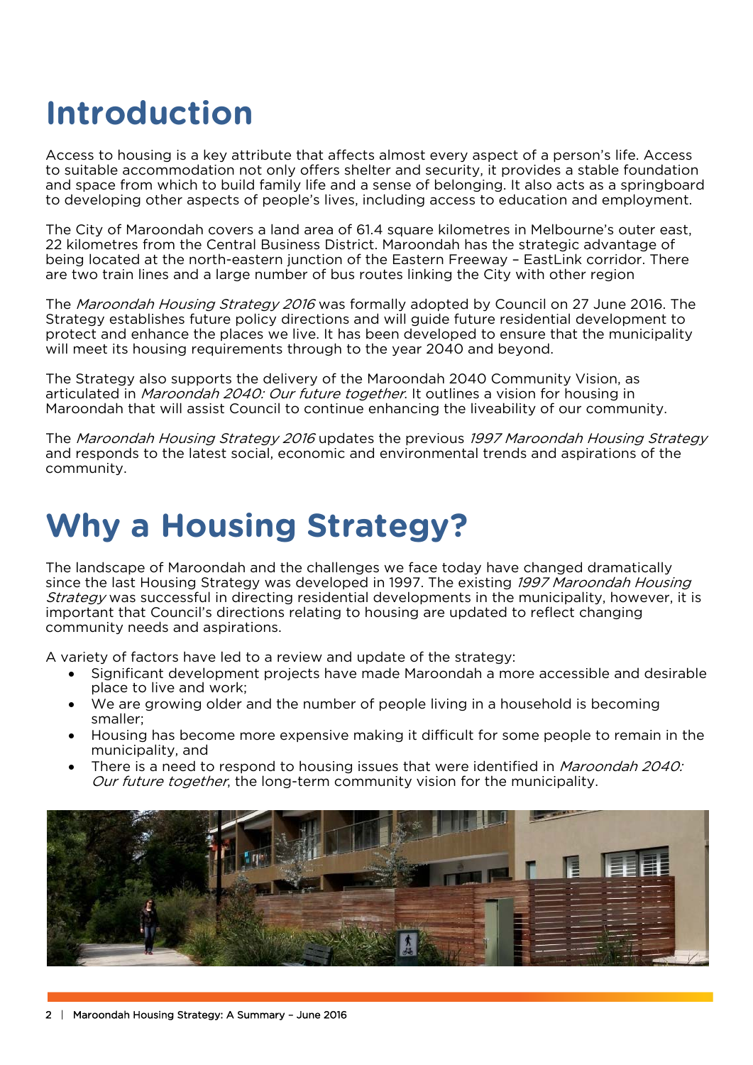# Introduction

Access to housing is a key attribute that affects almost every aspect of a person's life. Access to suitable accommodation not only offers shelter and security, it provides a stable foundation and space from which to build family life and a sense of belonging. It also acts as a springboard to developing other aspects of people's lives, including access to education and employment.

The City of Maroondah covers a land area of 61.4 square kilometres in Melbourne's outer east, 22 kilometres from the Central Business District. Maroondah has the strategic advantage of being located at the north-eastern junction of the Eastern Freeway – EastLink corridor. There are two train lines and a large number of bus routes linking the City with other region

The *Maroondah Housing Strategy 2016* was formally adopted by Council on 27 June 2016. The Strategy establishes future policy directions and will guide future residential development to protect and enhance the places we live. It has been developed to ensure that the municipality will meet its housing requirements through to the year 2040 and beyond.

The Strategy also supports the delivery of the Maroondah 2040 Community Vision, as articulated in *Maroondah 2040: Our future together*. It outlines a vision for housing in Maroondah that will assist Council to continue enhancing the liveability of our community.

The *Maroondah Housing Strategy 2016* updates the previous *1997 Maroondah Housing Strategy* and responds to the latest social, economic and environmental trends and aspirations of the community.

# Why a Housing Strategy?

The landscape of Maroondah and the challenges we face today have changed dramatically since the last Housing Strategy was developed in 1997. The existing *1997 Maroondah Housing Strategy* was successful in directing residential developments in the municipality, however, it is important that Council's directions relating to housing are updated to reflect changing community needs and aspirations.

A variety of factors have led to a review and update of the strategy:

- Significant development projects have made Maroondah a more accessible and desirable place to live and work;
- We are growing older and the number of people living in a household is becoming smaller;
- Housing has become more expensive making it difficult for some people to remain in the municipality, and
- There is a need to respond to housing issues that were identified in *Maroondah 2040: Our future together*, the long-term community vision for the municipality.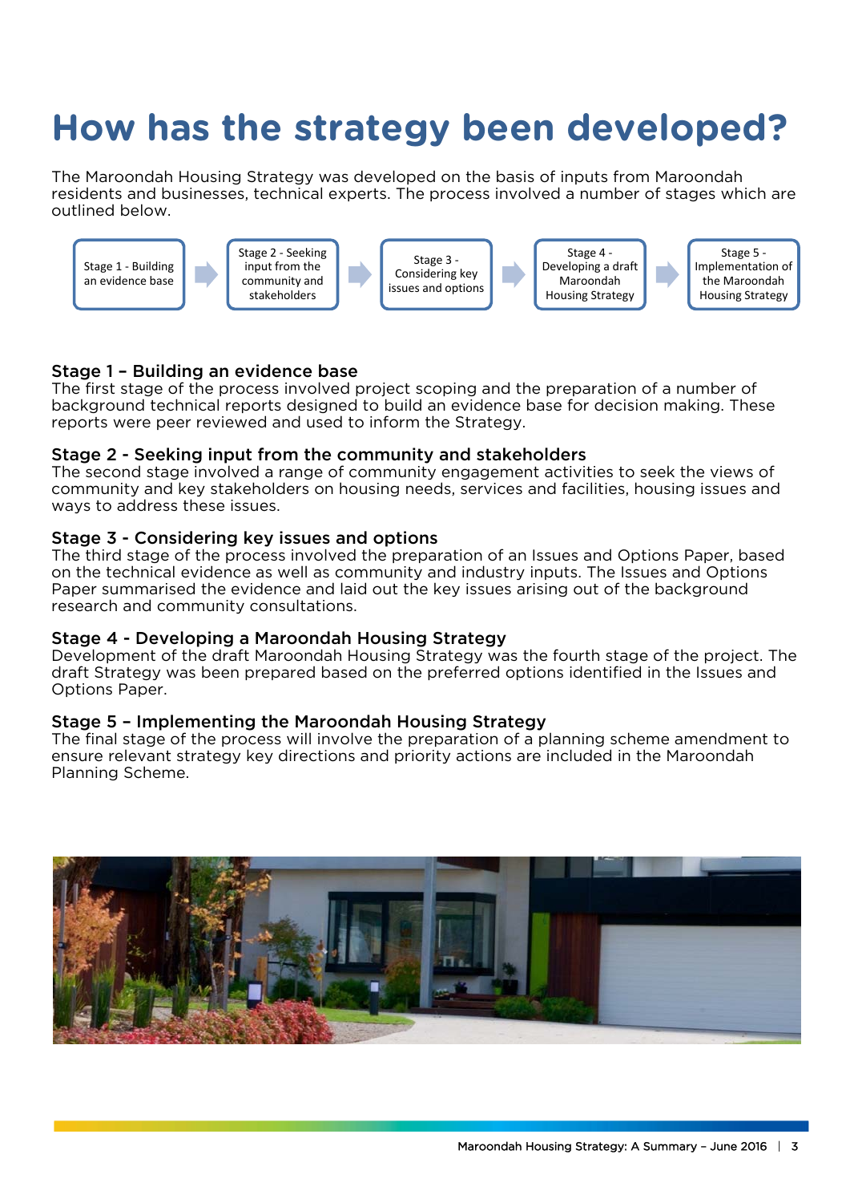# How has the strategy been developed?

The Maroondah Housing Strategy was developed on the basis of inputs from Maroondah residents and businesses, technical experts. The process involved a number of stages which are outlined below.

Stage 1 - Building an evidence base → Stage 2 - Seeking input from the community and stakeholders → Stage 3 - Considering key issues and options → Stage 4 - Developing a draft Maroondah Housing Strategy → Stage 5 - Implementation of the Maroondah Housing Strategy

### Stage 1 – Building an evidence base

The first stage of the process involved project scoping and the preparation of a number of background technical reports designed to build an evidence base for decision making. These reports were peer reviewed and used to inform the Strategy.

### Stage 2 - Seeking input from the community and stakeholders

The second stage involved a range of community engagement activities to seek the views of community and key stakeholders on housing needs, services and facilities, housing issues and ways to address these issues.

### Stage 3 - Considering key issues and options

The third stage of the process involved the preparation of an Issues and Options Paper, based on the technical evidence as well as community and industry inputs. The Issues and Options Paper summarised the evidence and laid out the key issues arising out of the background research and community consultations.

### Stage 4 - Developing a Maroondah Housing Strategy

Development of the draft Maroondah Housing Strategy was the fourth stage of the project. The draft Strategy was been prepared based on the preferred options identified in the Issues and Options Paper.

### Stage 5 – Implementing the Maroondah Housing Strategy

The final stage of the process will involve the preparation of a planning scheme amendment to ensure relevant strategy key directions and priority actions are included in the Maroondah Planning Scheme.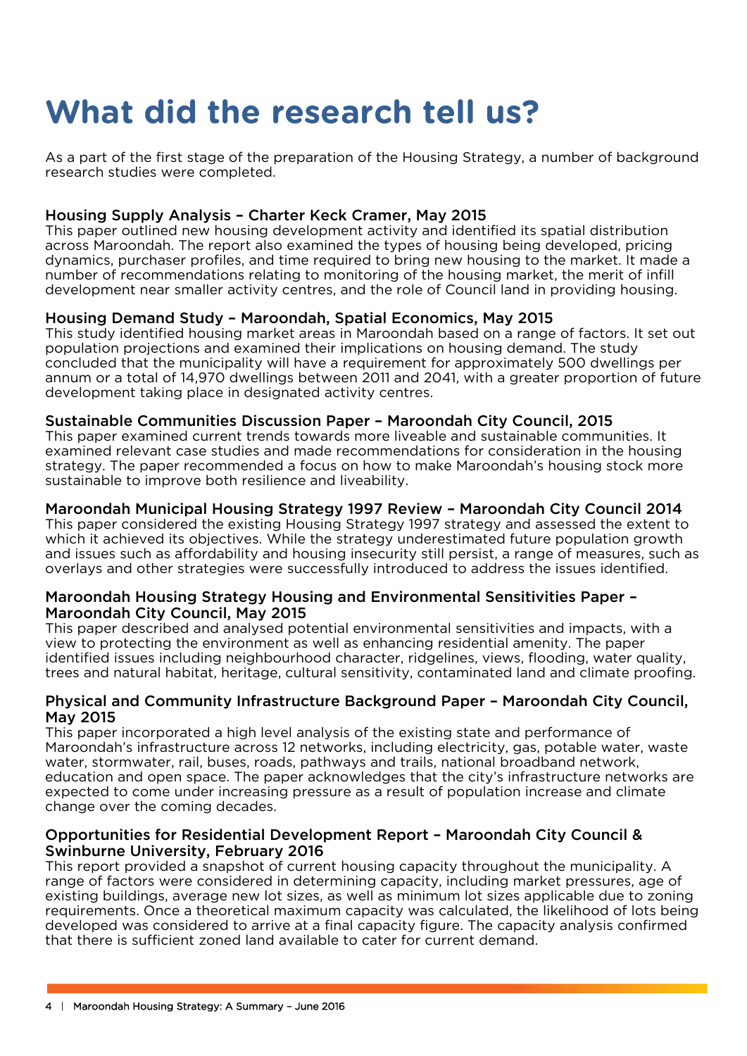# What did the research tell us?

As a part of the first stage of the preparation of the Housing Strategy, a number of background research studies were completed.

### Housing Supply Analysis – Charter Keck Cramer, May 2015

This paper outlined new housing development activity and identified its spatial distribution across Maroondah. The report also examined the types of housing being developed, pricing dynamics, purchaser profiles, and time required to bring new housing to the market. It made a number of recommendations relating to monitoring of the housing market, the merit of infill development near smaller activity centres, and the role of Council land in providing housing.

### Housing Demand Study – Maroondah, Spatial Economics, May 2015

This study identified housing market areas in Maroondah based on a range of factors. It set out population projections and examined their implications on housing demand. The study concluded that the municipality will have a requirement for approximately 500 dwellings per annum or a total of 14,970 dwellings between 2011 and 2041, with a greater proportion of future development taking place in designated activity centres.

### Sustainable Communities Discussion Paper – Maroondah City Council, 2015

This paper examined current trends towards more liveable and sustainable communities. It examined relevant case studies and made recommendations for consideration in the housing strategy. The paper recommended a focus on how to make Maroondah's housing stock more sustainable to improve both resilience and liveability.

### Maroondah Municipal Housing Strategy 1997 Review – Maroondah City Council 2014

This paper considered the existing Housing Strategy 1997 strategy and assessed the extent to which it achieved its objectives. While the strategy underestimated future population growth and issues such as affordability and housing insecurity still persist, a range of measures, such as overlays and other strategies were successfully introduced to address the issues identified.

### Maroondah Housing Strategy Housing and Environmental Sensitivities Paper – Maroondah City Council, May 2015

This paper described and analysed potential environmental sensitivities and impacts, with a view to protecting the environment as well as enhancing residential amenity. The paper identified issues including neighbourhood character, ridgelines, views, flooding, water quality, trees and natural habitat, heritage, cultural sensitivity, contaminated land and climate proofing.

### Physical and Community Infrastructure Background Paper – Maroondah City Council, May 2015

This paper incorporated a high level analysis of the existing state and performance of Maroondah's infrastructure across 12 networks, including electricity, gas, potable water, waste water, stormwater, rail, buses, roads, pathways and trails, national broadband network, education and open space. The paper acknowledges that the city's infrastructure networks are expected to come under increasing pressure as a result of population increase and climate change over the coming decades.

### Opportunities for Residential Development Report – Maroondah City Council & Swinburne University, February 2016

This report provided a snapshot of current housing capacity throughout the municipality. A range of factors were considered in determining capacity, including market pressures, age of existing buildings, average new lot sizes, as well as minimum lot sizes applicable due to zoning requirements. Once a theoretical maximum capacity was calculated, the likelihood of lots being developed was considered to arrive at a final capacity figure. The capacity analysis confirmed that there is sufficient zoned land available to cater for current demand.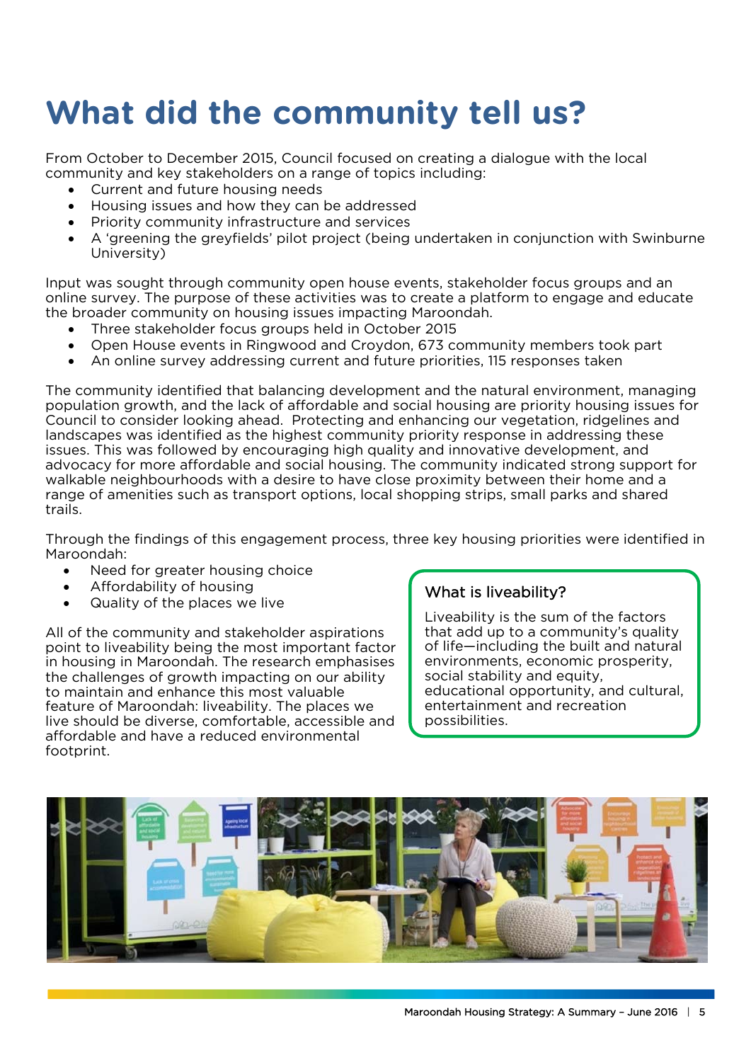# What did the community tell us?

From October to December 2015, Council focused on creating a dialogue with the local community and key stakeholders on a range of topics including:

- Current and future housing needs
- Housing issues and how they can be addressed
- Priority community infrastructure and services
- A 'greening the greyfields' pilot project (being undertaken in conjunction with Swinburne University)

Input was sought through community open house events, stakeholder focus groups and an online survey. The purpose of these activities was to create a platform to engage and educate the broader community on housing issues impacting Maroondah.

- Three stakeholder focus groups held in October 2015
- Open House events in Ringwood and Croydon, 673 community members took part
- An online survey addressing current and future priorities, 115 responses taken

The community identified that balancing development and the natural environment, managing population growth, and the lack of affordable and social housing are priority housing issues for Council to consider looking ahead. Protecting and enhancing our vegetation, ridgelines and landscapes was identified as the highest community priority response in addressing these issues. This was followed by encouraging high quality and innovative development, and advocacy for more affordable and social housing. The community indicated strong support for walkable neighbourhoods with a desire to have close proximity between their home and a range of amenities such as transport options, local shopping strips, small parks and shared trails.

Through the findings of this engagement process, three key housing priorities were identified in Maroondah:

- Need for greater housing choice
- Affordability of housing
- Quality of the places we live

All of the community and stakeholder aspirations point to liveability being the most important factor in housing in Maroondah. The research emphasises the challenges of growth impacting on our ability to maintain and enhance this most valuable feature of Maroondah: liveability. The places we live should be diverse, comfortable, accessible and affordable and have a reduced environmental footprint.

### What is liveability?

Liveability is the sum of the factors that add up to a community's quality of life—including the built and natural environments, economic prosperity, social stability and equity, educational opportunity, and cultural, entertainment and recreation possibilities.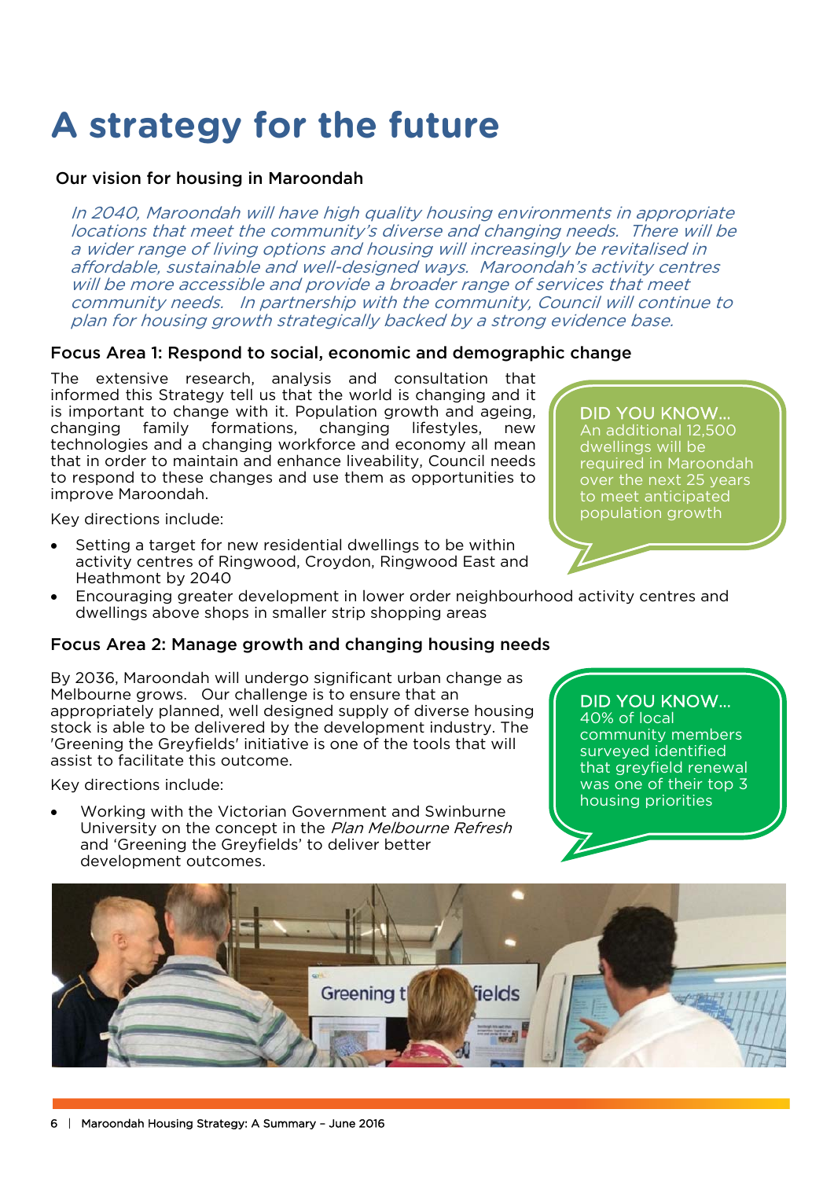# A strategy for the future

## Our vision for housing in Maroondah

*In 2040, Maroondah will have high quality housing environments in appropriate locations that meet the community's diverse and changing needs. There will be a wider range of living options and housing will increasingly be revitalised in affordable, sustainable and well-designed ways. Maroondah's activity centres will be more accessible and provide a broader range of services that meet community needs. In partnership with the community, Council will continue to plan for housing growth strategically backed by a strong evidence base.*

### Focus Area 1: Respond to social, economic and demographic change

The extensive research, analysis and consultation that informed this Strategy tell us that the world is changing and it is important to change with it. Population growth and ageing, changing family formations, changing lifestyles, new technologies and a changing workforce and economy all mean that in order to maintain and enhance liveability, Council needs to respond to these changes and use them as opportunities to improve Maroondah.

Key directions include:

- Setting a target for new residential dwellings to be within activity centres of Ringwood, Croydon, Ringwood East and Heathmont by 2040
- Encouraging greater development in lower order neighbourhood activity centres and dwellings above shops in smaller strip shopping areas

> DID YOU KNOW...
> An additional 12,500 dwellings will be required in Maroondah over the next 25 years to meet anticipated population growth

### Focus Area 2: Manage growth and changing housing needs

By 2036, Maroondah will undergo significant urban change as Melbourne grows. Our challenge is to ensure that an appropriately planned, well designed supply of diverse housing stock is able to be delivered by the development industry. The 'Greening the Greyfields' initiative is one of the tools that will assist to facilitate this outcome.

Key directions include:

- Working with the Victorian Government and Swinburne University on the concept in the *Plan Melbourne Refresh* and 'Greening the Greyfields' to deliver better development outcomes.

> DID YOU KNOW...
> 40% of local community members surveyed identified that greyfield renewal was one of their top 3 housing priorities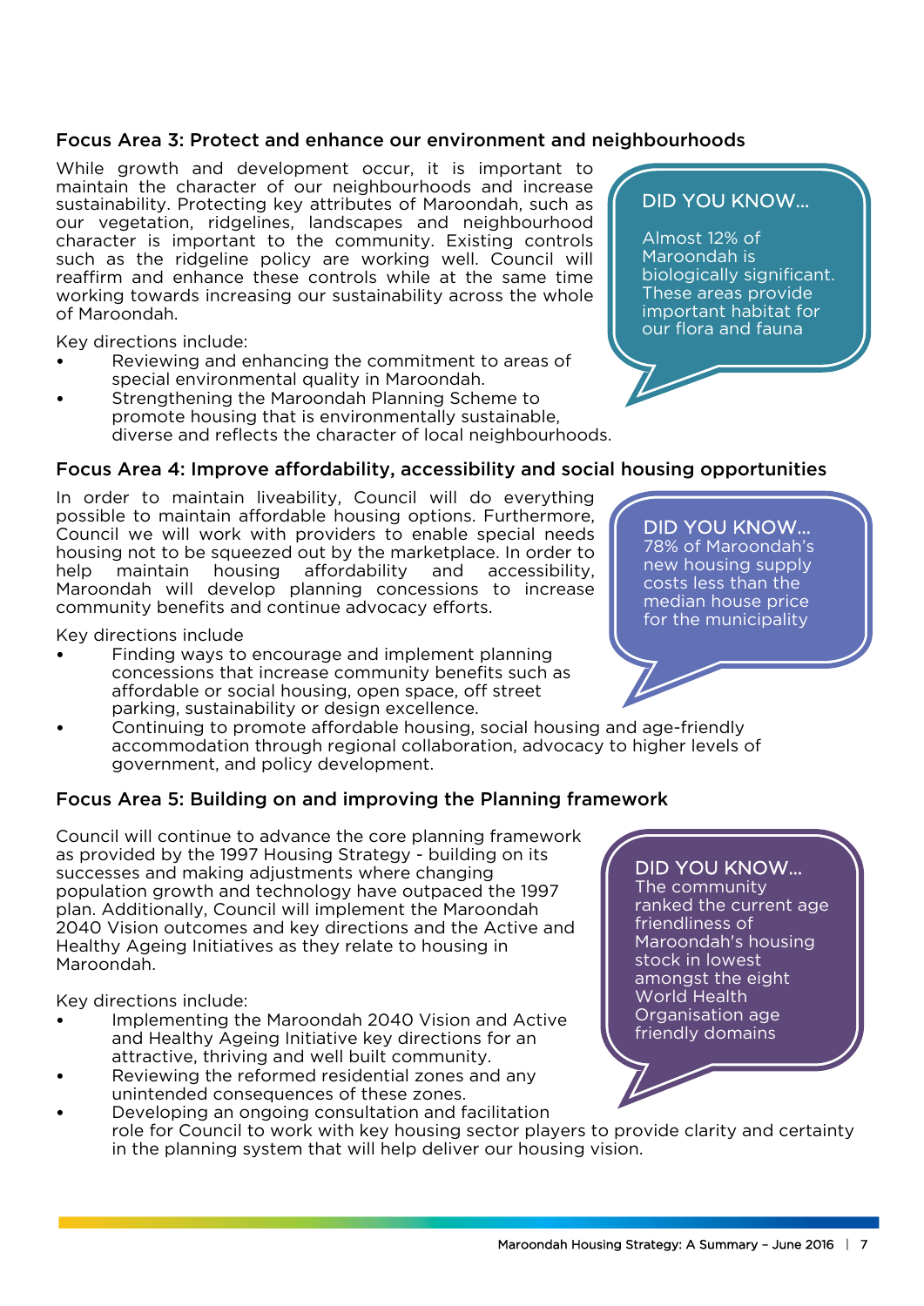## Focus Area 3: Protect and enhance our environment and neighbourhoods

While growth and development occur, it is important to maintain the character of our neighbourhoods and increase sustainability. Protecting key attributes of Maroondah, such as our vegetation, ridgelines, landscapes and neighbourhood character is important to the community. Existing controls such as the ridgeline policy are working well. Council will reaffirm and enhance these controls while at the same time working towards increasing our sustainability across the whole of Maroondah.

> **DID YOU KNOW...**
>
> Almost 12% of Maroondah is biologically significant. These areas provide important habitat for our flora and fauna

Key directions include:

- Reviewing and enhancing the commitment to areas of special environmental quality in Maroondah.
- Strengthening the Maroondah Planning Scheme to promote housing that is environmentally sustainable, diverse and reflects the character of local neighbourhoods.

## Focus Area 4: Improve affordability, accessibility and social housing opportunities

In order to maintain liveability, Council will do everything possible to maintain affordable housing options. Furthermore, Council we will work with providers to enable special needs housing not to be squeezed out by the marketplace. In order to help maintain housing affordability and accessibility, Maroondah will develop planning concessions to increase community benefits and continue advocacy efforts.

> **DID YOU KNOW...**
>
> 78% of Maroondah's new housing supply costs less than the median house price for the municipality

Key directions include

- Finding ways to encourage and implement planning concessions that increase community benefits such as affordable or social housing, open space, off street parking, sustainability or design excellence.
- Continuing to promote affordable housing, social housing and age-friendly accommodation through regional collaboration, advocacy to higher levels of government, and policy development.

## Focus Area 5: Building on and improving the Planning framework

Council will continue to advance the core planning framework as provided by the 1997 Housing Strategy - building on its successes and making adjustments where changing population growth and technology have outpaced the 1997 plan. Additionally, Council will implement the Maroondah 2040 Vision outcomes and key directions and the Active and Healthy Ageing Initiatives as they relate to housing in Maroondah.

> **DID YOU KNOW...**
>
> The community ranked the current age friendliness of Maroondah's housing stock in lowest amongst the eight World Health Organisation age friendly domains

Key directions include:

- Implementing the Maroondah 2040 Vision and Active and Healthy Ageing Initiative key directions for an attractive, thriving and well built community.
- Reviewing the reformed residential zones and any unintended consequences of these zones.
- Developing an ongoing consultation and facilitation role for Council to work with key housing sector players to provide clarity and certainty in the planning system that will help deliver our housing vision.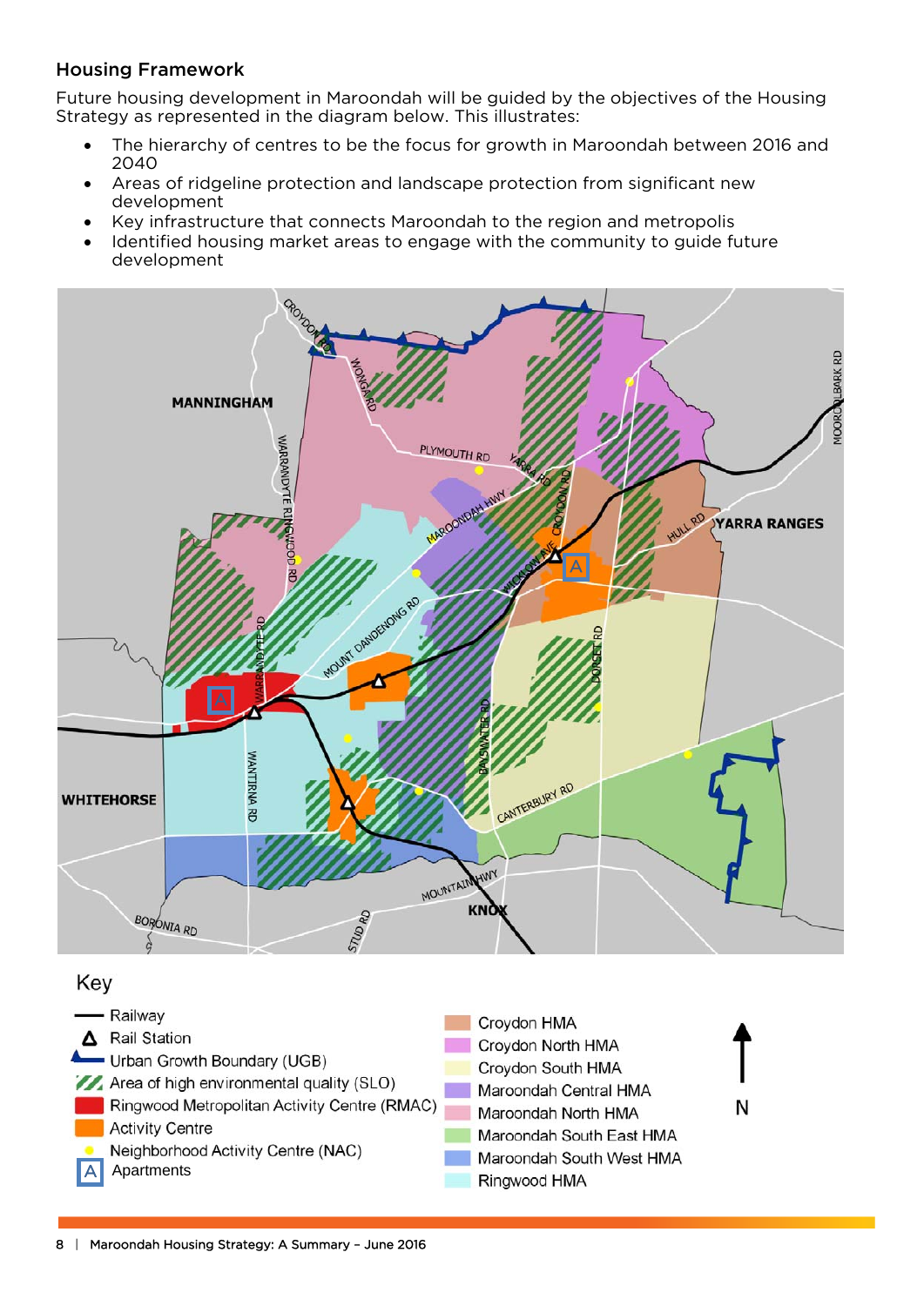## Housing Framework

Future housing development in Maroondah will be guided by the objectives of the Housing Strategy as represented in the diagram below. This illustrates:

- The hierarchy of centres to be the focus for growth in Maroondah between 2016 and 2040
- Areas of ridgeline protection and landscape protection from significant new development
- Key infrastructure that connects Maroondah to the region and metropolis
- Identified housing market areas to engage with the community to guide future development

MANNINGHAM

YARRA RANGES

WHITEHORSE

KNOX

CROYDON RD, WONGA RD, PLYMOUTH RD, YARRA RD, WARRANDYTE RINGWOOD RD, MAROONDAH HWY, CROYDON RD, WICKLOW AVE, HULL RD, MOOROOLBARK RD, MOUNT DANDENONG RD, WARRANDYTE RD, DORSET RD, BAYSWATER RD, WANTIRNA RD, CANTERBURY RD, MOUNTAIN HWY, BORONIA RD, STUD RD

Key

- Railway
- Rail Station
- Urban Growth Boundary (UGB)
- Area of high environmental quality (SLO)
- Ringwood Metropolitan Activity Centre (RMAC)
- Activity Centre
- Neighborhood Activity Centre (NAC)
- A Apartments
- Croydon HMA
- Croydon North HMA
- Croydon South HMA
- Maroondah Central HMA
- Maroondah North HMA
- Maroondah South East HMA
- Maroondah South West HMA
- Ringwood HMA

N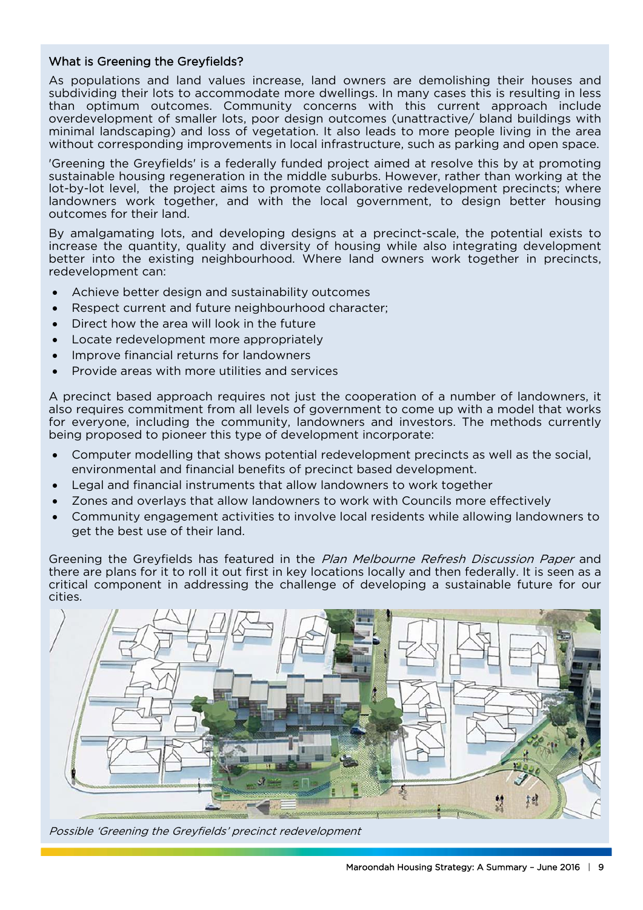### What is Greening the Greyfields?

As populations and land values increase, land owners are demolishing their houses and subdividing their lots to accommodate more dwellings. In many cases this is resulting in less than optimum outcomes. Community concerns with this current approach include overdevelopment of smaller lots, poor design outcomes (unattractive/ bland buildings with minimal landscaping) and loss of vegetation. It also leads to more people living in the area without corresponding improvements in local infrastructure, such as parking and open space.

'Greening the Greyfields' is a federally funded project aimed at resolve this by at promoting sustainable housing regeneration in the middle suburbs. However, rather than working at the lot-by-lot level, the project aims to promote collaborative redevelopment precincts; where landowners work together, and with the local government, to design better housing outcomes for their land.

By amalgamating lots, and developing designs at a precinct-scale, the potential exists to increase the quantity, quality and diversity of housing while also integrating development better into the existing neighbourhood. Where land owners work together in precincts, redevelopment can:

- Achieve better design and sustainability outcomes
- Respect current and future neighbourhood character;
- Direct how the area will look in the future
- Locate redevelopment more appropriately
- Improve financial returns for landowners
- Provide areas with more utilities and services

A precinct based approach requires not just the cooperation of a number of landowners, it also requires commitment from all levels of government to come up with a model that works for everyone, including the community, landowners and investors. The methods currently being proposed to pioneer this type of development incorporate:

- Computer modelling that shows potential redevelopment precincts as well as the social, environmental and financial benefits of precinct based development.
- Legal and financial instruments that allow landowners to work together
- Zones and overlays that allow landowners to work with Councils more effectively
- Community engagement activities to involve local residents while allowing landowners to get the best use of their land.

Greening the Greyfields has featured in the *Plan Melbourne Refresh Discussion Paper* and there are plans for it to roll it out first in key locations locally and then federally. It is seen as a critical component in addressing the challenge of developing a sustainable future for our cities.

*Possible 'Greening the Greyfields' precinct redevelopment*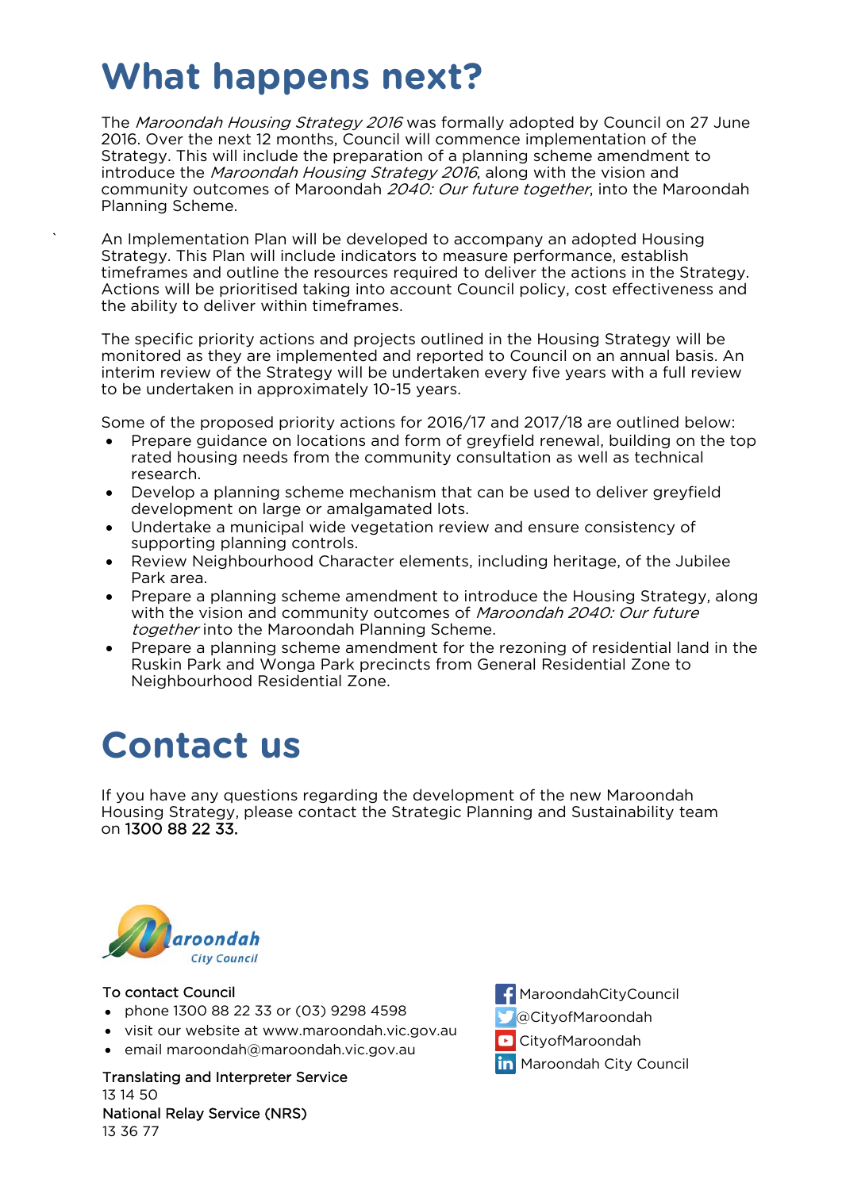# What happens next?

The *Maroondah Housing Strategy 2016* was formally adopted by Council on 27 June 2016. Over the next 12 months, Council will commence implementation of the Strategy. This will include the preparation of a planning scheme amendment to introduce the *Maroondah Housing Strategy 2016*, along with the vision and community outcomes of Maroondah *2040: Our future together*, into the Maroondah Planning Scheme.

An Implementation Plan will be developed to accompany an adopted Housing Strategy. This Plan will include indicators to measure performance, establish timeframes and outline the resources required to deliver the actions in the Strategy. Actions will be prioritised taking into account Council policy, cost effectiveness and the ability to deliver within timeframes.

The specific priority actions and projects outlined in the Housing Strategy will be monitored as they are implemented and reported to Council on an annual basis. An interim review of the Strategy will be undertaken every five years with a full review to be undertaken in approximately 10-15 years.

Some of the proposed priority actions for 2016/17 and 2017/18 are outlined below:

- Prepare guidance on locations and form of greyfield renewal, building on the top rated housing needs from the community consultation as well as technical research.
- Develop a planning scheme mechanism that can be used to deliver greyfield development on large or amalgamated lots.
- Undertake a municipal wide vegetation review and ensure consistency of supporting planning controls.
- Review Neighbourhood Character elements, including heritage, of the Jubilee Park area.
- Prepare a planning scheme amendment to introduce the Housing Strategy, along with the vision and community outcomes of *Maroondah 2040: Our future together* into the Maroondah Planning Scheme.
- Prepare a planning scheme amendment for the rezoning of residential land in the Ruskin Park and Wonga Park precincts from General Residential Zone to Neighbourhood Residential Zone.

# Contact us

If you have any questions regarding the development of the new Maroondah Housing Strategy, please contact the Strategic Planning and Sustainability team on 1300 88 22 33.

Maroondah City Council

To contact Council

- phone 1300 88 22 33 or (03) 9298 4598
- visit our website at www.maroondah.vic.gov.au
- email maroondah@maroondah.vic.gov.au

Translating and Interpreter Service
13 14 50

National Relay Service (NRS)
13 36 77

MaroondahCityCouncil
@CityofMaroondah
CityofMaroondah
Maroondah City Council